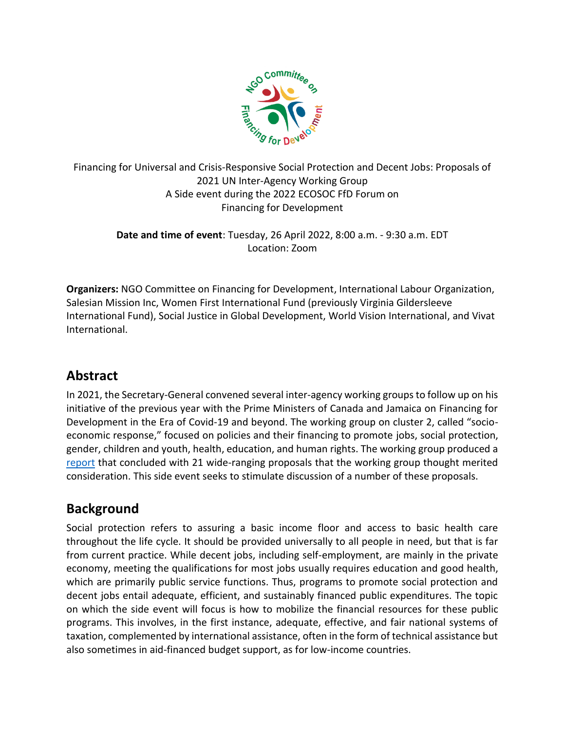Financing for Universal and Crisis-Responsive Social Protection and Decent Jobs: Proposals of 2021 UN Inter-Agency Working Group
A Side event during the 2022 ECOSOC FfD Forum on Financing for Development

**Date and time of event**: Tuesday, 26 April 2022, 8:00 a.m. - 9:30 a.m. EDT
Location: Zoom

**Organizers:** NGO Committee on Financing for Development, International Labour Organization, Salesian Mission Inc, Women First International Fund (previously Virginia Gildersleeve International Fund), Social Justice in Global Development, World Vision International, and Vivat International.

## Abstract

In 2021, the Secretary-General convened several inter-agency working groups to follow up on his initiative of the previous year with the Prime Ministers of Canada and Jamaica on Financing for Development in the Era of Covid-19 and beyond. The working group on cluster 2, called "socio-economic response," focused on policies and their financing to promote jobs, social protection, gender, children and youth, health, education, and human rights. The working group produced a report that concluded with 21 wide-ranging proposals that the working group thought merited consideration. This side event seeks to stimulate discussion of a number of these proposals.

## Background

Social protection refers to assuring a basic income floor and access to basic health care throughout the life cycle. It should be provided universally to all people in need, but that is far from current practice. While decent jobs, including self-employment, are mainly in the private economy, meeting the qualifications for most jobs usually requires education and good health, which are primarily public service functions. Thus, programs to promote social protection and decent jobs entail adequate, efficient, and sustainably financed public expenditures. The topic on which the side event will focus is how to mobilize the financial resources for these public programs. This involves, in the first instance, adequate, effective, and fair national systems of taxation, complemented by international assistance, often in the form of technical assistance but also sometimes in aid-financed budget support, as for low-income countries.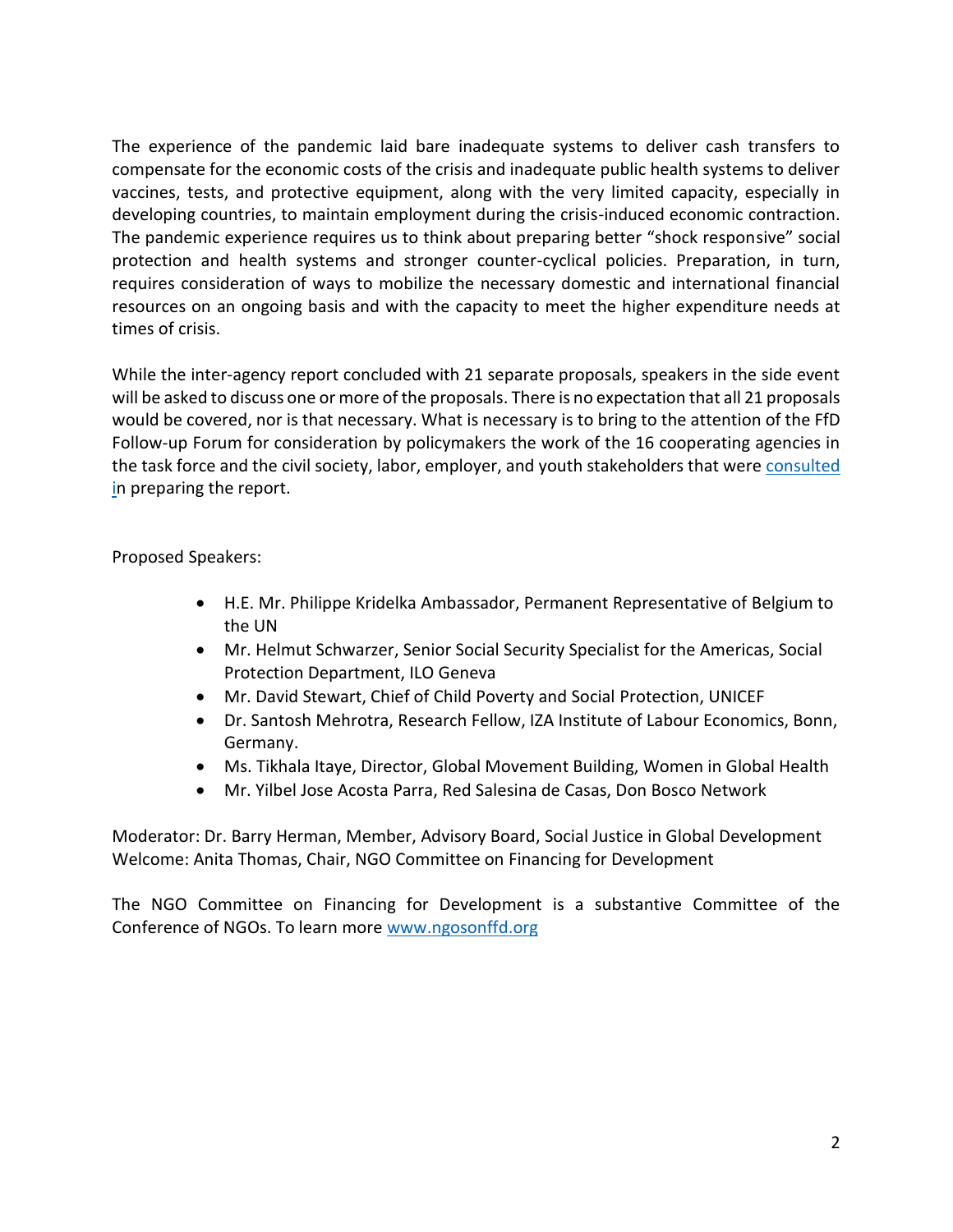The experience of the pandemic laid bare inadequate systems to deliver cash transfers to compensate for the economic costs of the crisis and inadequate public health systems to deliver vaccines, tests, and protective equipment, along with the very limited capacity, especially in developing countries, to maintain employment during the crisis-induced economic contraction. The pandemic experience requires us to think about preparing better "shock responsive" social protection and health systems and stronger counter-cyclical policies. Preparation, in turn, requires consideration of ways to mobilize the necessary domestic and international financial resources on an ongoing basis and with the capacity to meet the higher expenditure needs at times of crisis.

While the inter-agency report concluded with 21 separate proposals, speakers in the side event will be asked to discuss one or more of the proposals. There is no expectation that all 21 proposals would be covered, nor is that necessary. What is necessary is to bring to the attention of the FfD Follow-up Forum for consideration by policymakers the work of the 16 cooperating agencies in the task force and the civil society, labor, employer, and youth stakeholders that were consulted in preparing the report.

Proposed Speakers:

- H.E. Mr. Philippe Kridelka Ambassador, Permanent Representative of Belgium to the UN
- Mr. Helmut Schwarzer, Senior Social Security Specialist for the Americas, Social Protection Department, ILO Geneva
- Mr. David Stewart, Chief of Child Poverty and Social Protection, UNICEF
- Dr. Santosh Mehrotra, Research Fellow, IZA Institute of Labour Economics, Bonn, Germany.
- Ms. Tikhala Itaye, Director, Global Movement Building, Women in Global Health
- Mr. Yilbel Jose Acosta Parra, Red Salesina de Casas, Don Bosco Network

Moderator: Dr. Barry Herman, Member, Advisory Board, Social Justice in Global Development
Welcome: Anita Thomas, Chair, NGO Committee on Financing for Development

The NGO Committee on Financing for Development is a substantive Committee of the Conference of NGOs. To learn more www.ngosonffd.org